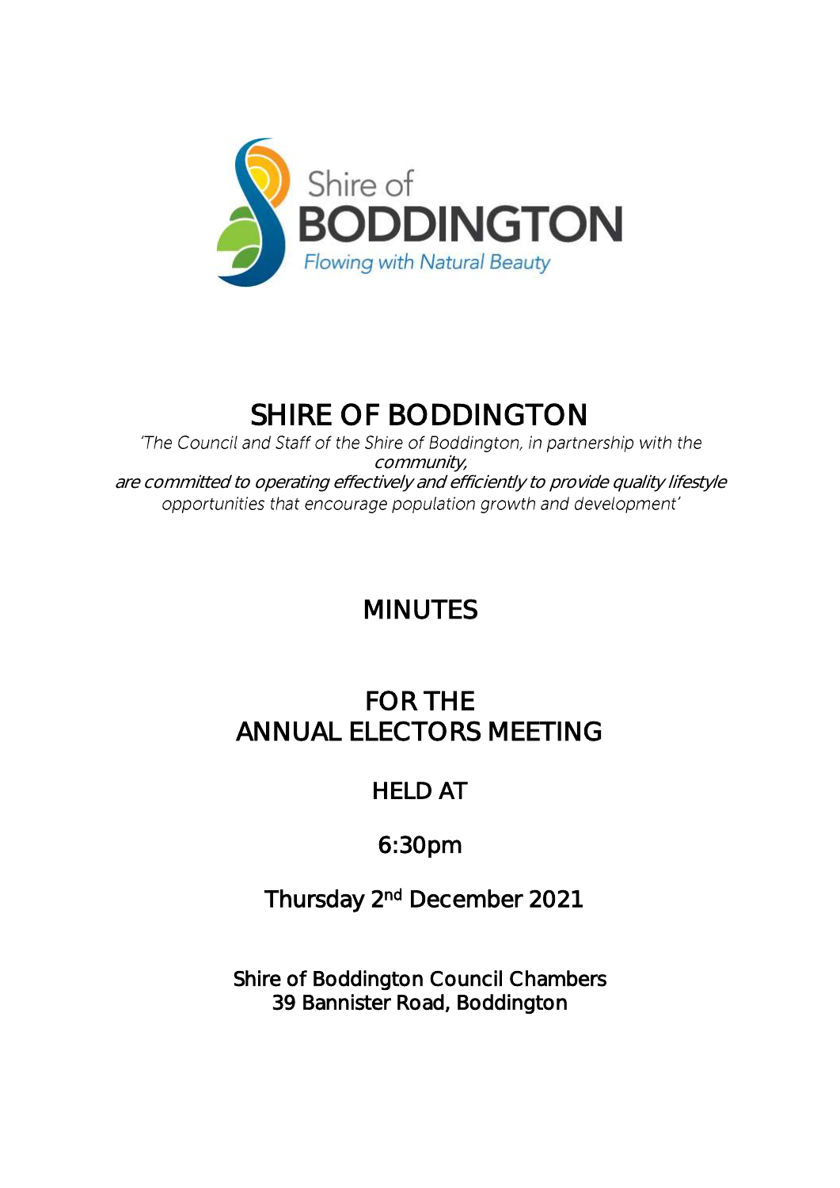Shire of
BODDINGTON
*Flowing with Natural Beauty*

# SHIRE OF BODDINGTON

*'The Council and Staff of the Shire of Boddington, in partnership with the community, are committed to operating effectively and efficiently to provide quality lifestyle opportunities that encourage population growth and development'*

## MINUTES

## FOR THE ANNUAL ELECTORS MEETING

### HELD AT

### 6:30pm

### Thursday 2nd December 2021

**Shire of Boddington Council Chambers**
**39 Bannister Road, Boddington**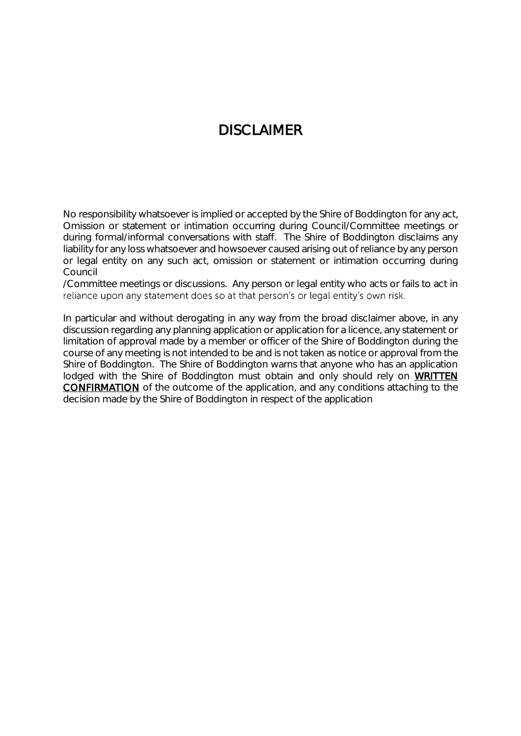# DISCLAIMER

No responsibility whatsoever is implied or accepted by the Shire of Boddington for any act, Omission or statement or intimation occurring during Council/Committee meetings or during formal/informal conversations with staff. The Shire of Boddington disclaims any liability for any loss whatsoever and howsoever caused arising out of reliance by any person or legal entity on any such act, omission or statement or intimation occurring during Council /Committee meetings or discussions. Any person or legal entity who acts or fails to act in reliance upon any statement does so at that person's or legal entity's own risk.

In particular and without derogating in any way from the broad disclaimer above, in any discussion regarding any planning application or application for a licence, any statement or limitation of approval made by a member or officer of the Shire of Boddington during the course of any meeting is not intended to be and is not taken as notice or approval from the Shire of Boddington. The Shire of Boddington warns that anyone who has an application lodged with the Shire of Boddington must obtain and only should rely on **WRITTEN CONFIRMATION** of the outcome of the application, and any conditions attaching to the decision made by the Shire of Boddington in respect of the application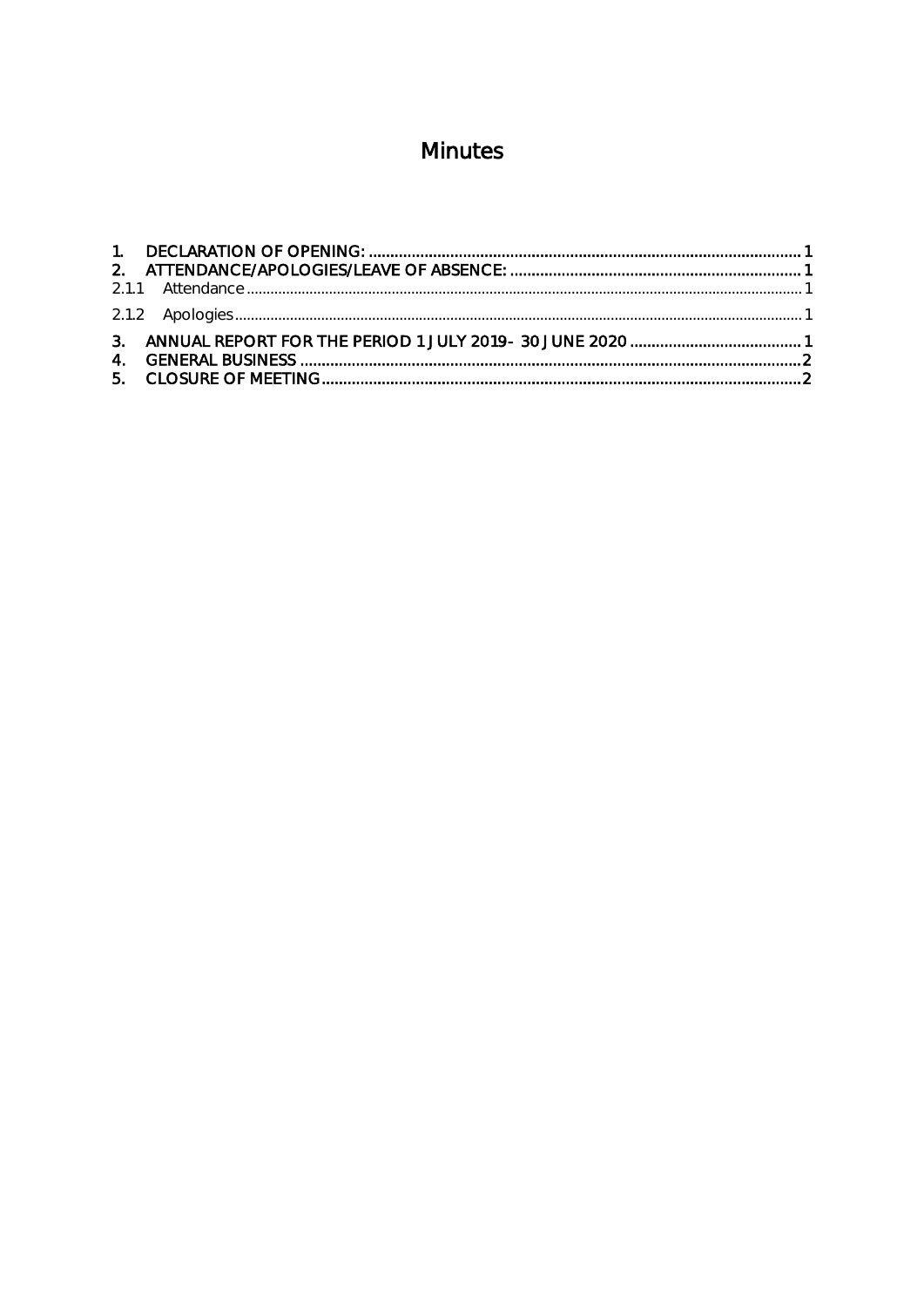# Minutes

1. DECLARATION OF OPENING: .................................................................................................... 1
2. ATTENDANCE/APOLOGIES/LEAVE OF ABSENCE: ................................................................... 1
   - 2.1.1 Attendance ........................................................................................................................................... 1
   - 2.1.2 Apologies ............................................................................................................................................. 1
3. ANNUAL REPORT FOR THE PERIOD 1 JULY 2019- 30 JUNE 2020 ........................................ 1
4. GENERAL BUSINESS ..................................................................................................................... 2
5. CLOSURE OF MEETING ................................................................................................................ 2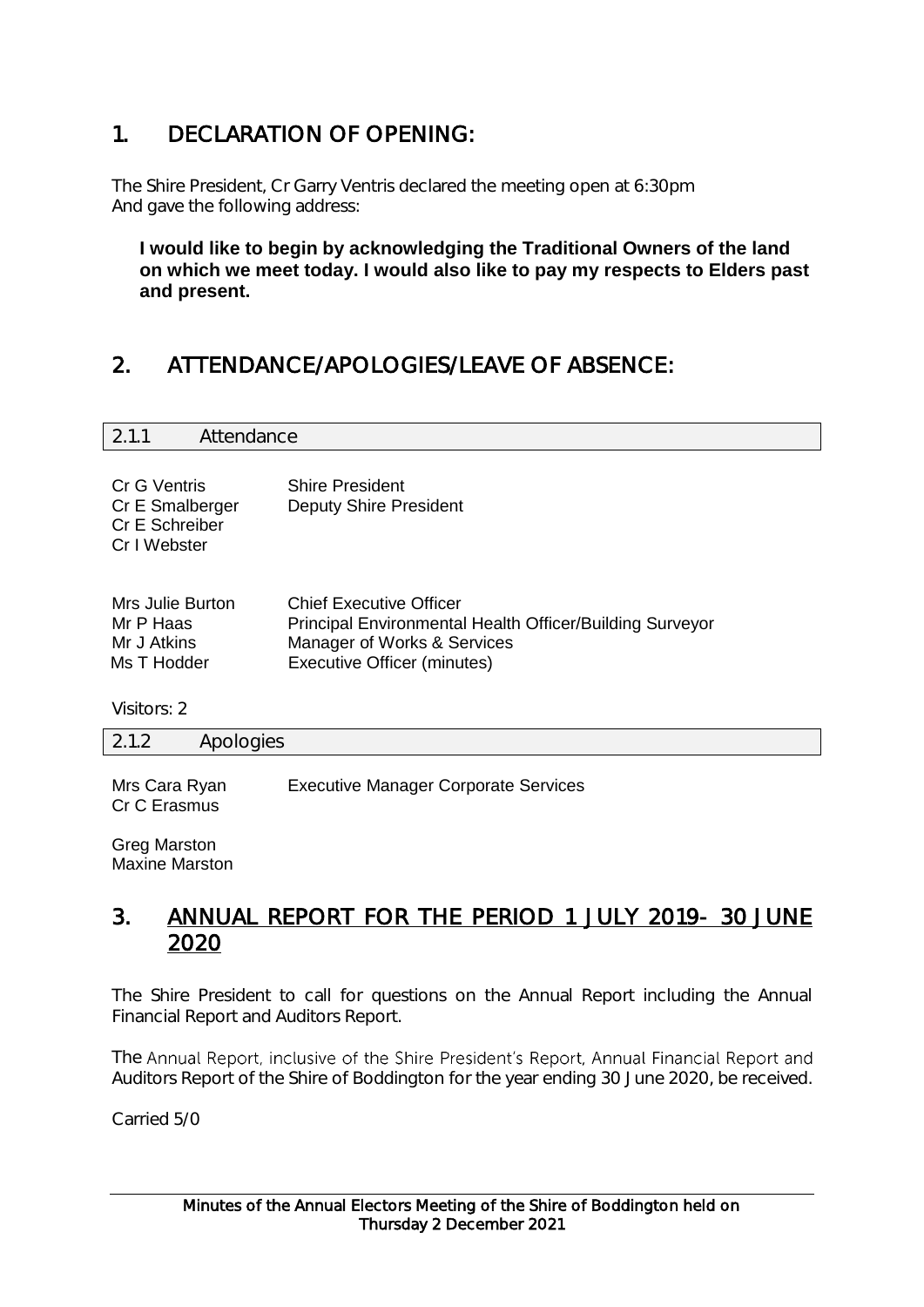## 1. DECLARATION OF OPENING:

The Shire President, Cr Garry Ventris declared the meeting open at 6:30pm
And gave the following address:

> **I would like to begin by acknowledging the Traditional Owners of the land on which we meet today. I would also like to pay my respects to Elders past and present.**

## 2. ATTENDANCE/APOLOGIES/LEAVE OF ABSENCE:

### 2.1.1 Attendance

| | |
|---|---|
| Cr G Ventris | Shire President |
| Cr E Smalberger | Deputy Shire President |
| Cr E Schreiber | |
| Cr I Webster | |

| | |
|---|---|
| Mrs Julie Burton | Chief Executive Officer |
| Mr P Haas | Principal Environmental Health Officer/Building Surveyor |
| Mr J Atkins | Manager of Works & Services |
| Ms T Hodder | Executive Officer (minutes) |

Visitors: 2

### 2.1.2 Apologies

| | |
|---|---|
| Mrs Cara Ryan | Executive Manager Corporate Services |
| Cr C Erasmus | |

Greg Marston
Maxine Marston

## 3. ANNUAL REPORT FOR THE PERIOD 1 JULY 2019- 30 JUNE 2020

The Shire President to call for questions on the Annual Report including the Annual Financial Report and Auditors Report.

The Annual Report, inclusive of the Shire President's Report, Annual Financial Report and Auditors Report of the Shire of Boddington for the year ending 30 June 2020, be received.

Carried 5/0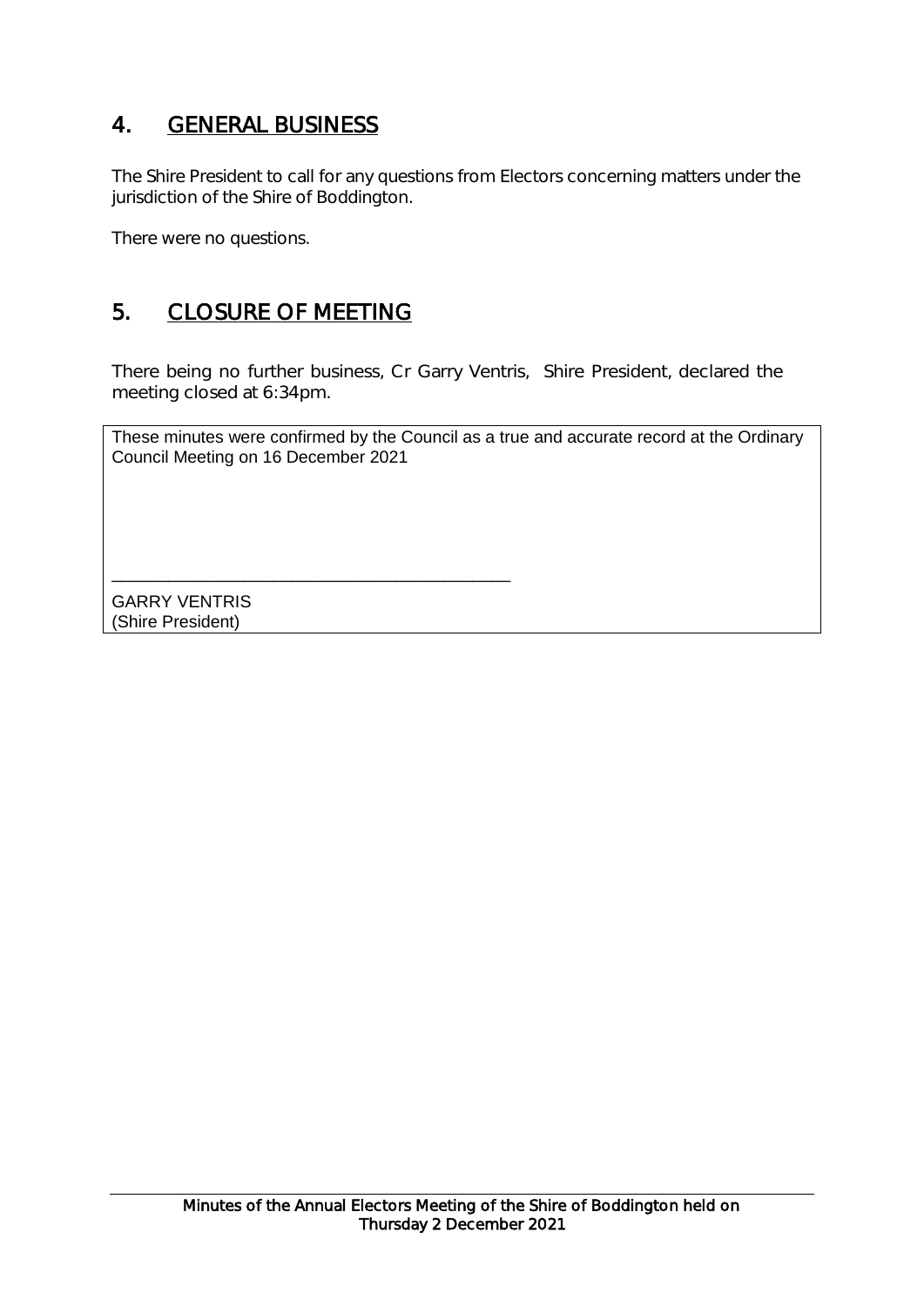## 4. GENERAL BUSINESS

The Shire President to call for any questions from Electors concerning matters under the jurisdiction of the Shire of Boddington.

There were no questions.

## 5. CLOSURE OF MEETING

There being no further business, Cr Garry Ventris, Shire President, declared the meeting closed at 6:34pm.

These minutes were confirmed by the Council as a true and accurate record at the Ordinary Council Meeting on 16 December 2021

______________________________________________

GARRY VENTRIS
(Shire President)